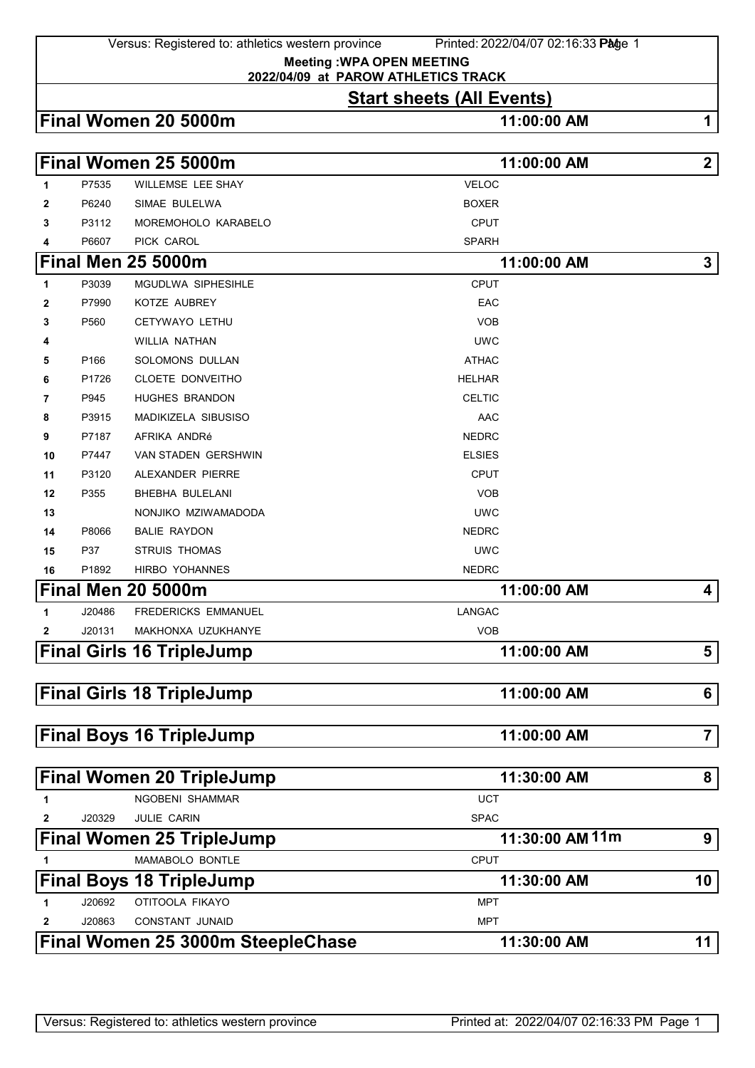**Meeting :WPA OPEN MEETING**
**2022/04/09 at PAROW ATHLETICS TRACK**

## Start sheets (All Events)

### Final Women 20 5000m — 11:00:00 AM — 1

### Final Women 25 5000m — 11:00:00 AM — 2

| | | | |
|---|---|---|---|
| 1 | P7535 | WILLEMSE LEE SHAY | VELOC |
| 2 | P6240 | SIMAE BULELWA | BOXER |
| 3 | P3112 | MOREMOHOLO KARABELO | CPUT |
| 4 | P6607 | PICK CAROL | SPARH |

### Final Men 25 5000m — 11:00:00 AM — 3

| | | | |
|---|---|---|---|
| 1 | P3039 | MGUDLWA SIPHESIHLE | CPUT |
| 2 | P7990 | KOTZE AUBREY | EAC |
| 3 | P560 | CETYWAYO LETHU | VOB |
| 4 | | WILLIA NATHAN | UWC |
| 5 | P166 | SOLOMONS DULLAN | ATHAC |
| 6 | P1726 | CLOETE DONVEITHO | HELHAR |
| 7 | P945 | HUGHES BRANDON | CELTIC |
| 8 | P3915 | MADIKIZELA SIBUSISO | AAC |
| 9 | P7187 | AFRIKA ANDRé | NEDRC |
| 10 | P7447 | VAN STADEN GERSHWIN | ELSIES |
| 11 | P3120 | ALEXANDER PIERRE | CPUT |
| 12 | P355 | BHEBHA BULELANI | VOB |
| 13 | | NONJIKO MZIWAMADODA | UWC |
| 14 | P8066 | BALIE RAYDON | NEDRC |
| 15 | P37 | STRUIS THOMAS | UWC |
| 16 | P1892 | HIRBO YOHANNES | NEDRC |

### Final Men 20 5000m — 11:00:00 AM — 4

| | | | |
|---|---|---|---|
| 1 | J20486 | FREDERICKS EMMANUEL | LANGAC |
| 2 | J20131 | MAKHONXA UZUKHANYE | VOB |

### Final Girls 16 TripleJump — 11:00:00 AM — 5

### Final Girls 18 TripleJump — 11:00:00 AM — 6

### Final Boys 16 TripleJump — 11:00:00 AM — 7

### Final Women 20 TripleJump — 11:30:00 AM — 8

| | | | |
|---|---|---|---|
| 1 | | NGOBENI SHAMMAR | UCT |
| 2 | J20329 | JULIE CARIN | SPAC |

### Final Women 25 TripleJump — 11:30:00 AM 11m — 9

| | | | |
|---|---|---|---|
| 1 | | MAMABOLO BONTLE | CPUT |

### Final Boys 18 TripleJump — 11:30:00 AM — 10

| | | | |
|---|---|---|---|
| 1 | J20692 | OTITOOLA FIKAYO | MPT |
| 2 | J20863 | CONSTANT JUNAID | MPT |

### Final Women 25 3000m SteepleChase — 11:30:00 AM — 11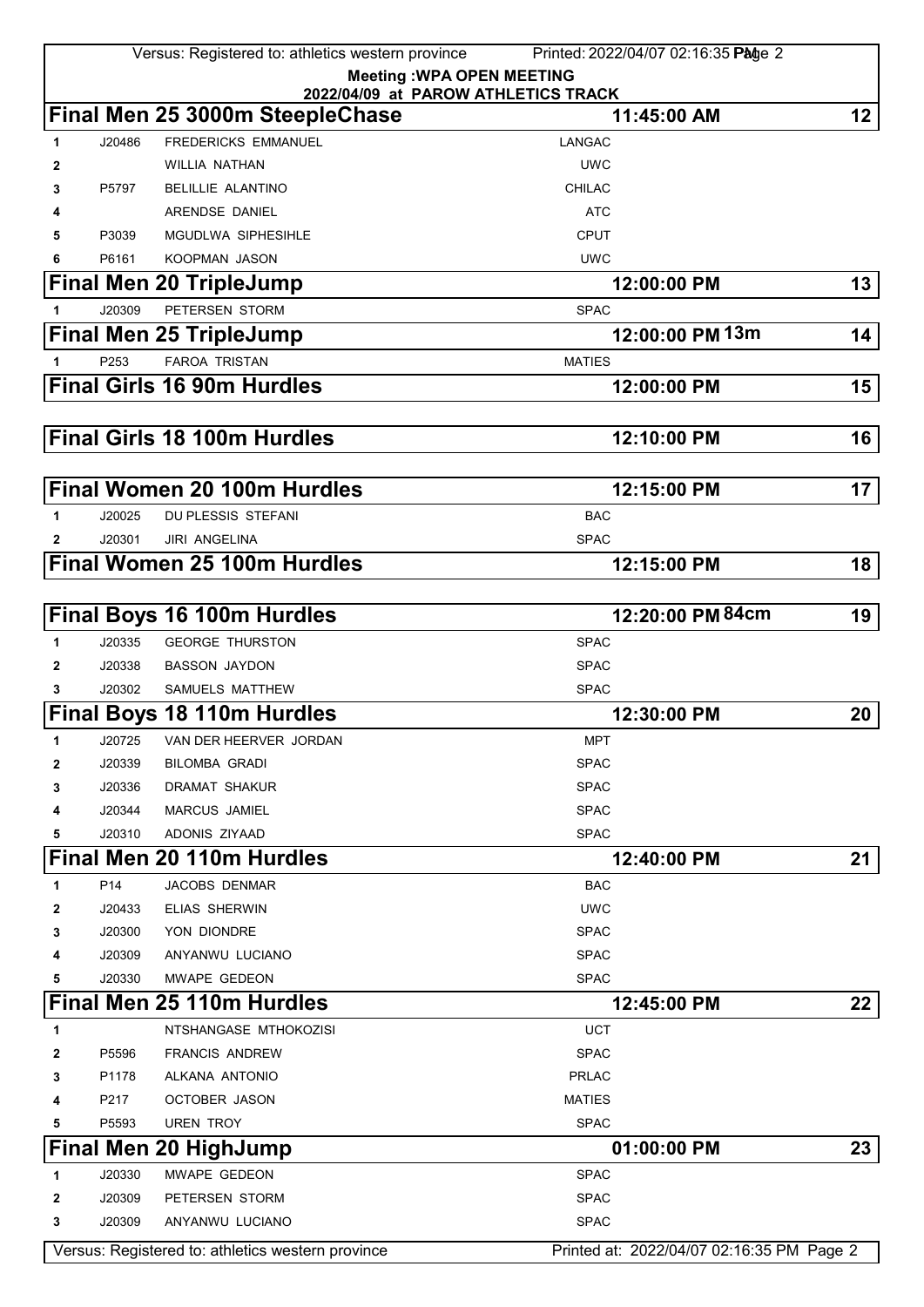**Meeting :WPA OPEN MEETING**
**2022/04/09 at PAROW ATHLETICS TRACK**

## Final Men 25 3000m SteepleChase — 11:45:00 AM — 12

| | | | |
|---|---|---|---|
| 1 | J20486 | FREDERICKS EMMANUEL | LANGAC |
| 2 | | WILLIA NATHAN | UWC |
| 3 | P5797 | BELILLIE ALANTINO | CHILAC |
| 4 | | ARENDSE DANIEL | ATC |
| 5 | P3039 | MGUDLWA SIPHESIHLE | CPUT |
| 6 | P6161 | KOOPMAN JASON | UWC |

## Final Men 20 TripleJump — 12:00:00 PM — 13

| | | | |
|---|---|---|---|
| 1 | J20309 | PETERSEN STORM | SPAC |

## Final Men 25 TripleJump — 12:00:00 PM 13m — 14

| | | | |
|---|---|---|---|
| 1 | P253 | FAROA TRISTAN | MATIES |

## Final Girls 16 90m Hurdles — 12:00:00 PM — 15

## Final Girls 18 100m Hurdles — 12:10:00 PM — 16

## Final Women 20 100m Hurdles — 12:15:00 PM — 17

| | | | |
|---|---|---|---|
| 1 | J20025 | DU PLESSIS STEFANI | BAC |
| 2 | J20301 | JIRI ANGELINA | SPAC |

## Final Women 25 100m Hurdles — 12:15:00 PM — 18

## Final Boys 16 100m Hurdles — 12:20:00 PM 84cm — 19

| | | | |
|---|---|---|---|
| 1 | J20335 | GEORGE THURSTON | SPAC |
| 2 | J20338 | BASSON JAYDON | SPAC |
| 3 | J20302 | SAMUELS MATTHEW | SPAC |

## Final Boys 18 110m Hurdles — 12:30:00 PM — 20

| | | | |
|---|---|---|---|
| 1 | J20725 | VAN DER HEERVER JORDAN | MPT |
| 2 | J20339 | BILOMBA GRADI | SPAC |
| 3 | J20336 | DRAMAT SHAKUR | SPAC |
| 4 | J20344 | MARCUS JAMIEL | SPAC |
| 5 | J20310 | ADONIS ZIYAAD | SPAC |

## Final Men 20 110m Hurdles — 12:40:00 PM — 21

| | | | |
|---|---|---|---|
| 1 | P14 | JACOBS DENMAR | BAC |
| 2 | J20433 | ELIAS SHERWIN | UWC |
| 3 | J20300 | YON DIONDRE | SPAC |
| 4 | J20309 | ANYANWU LUCIANO | SPAC |
| 5 | J20330 | MWAPE GEDEON | SPAC |

## Final Men 25 110m Hurdles — 12:45:00 PM — 22

| | | | |
|---|---|---|---|
| 1 | | NTSHANGASE MTHOKOZISI | UCT |
| 2 | P5596 | FRANCIS ANDREW | SPAC |
| 3 | P1178 | ALKANA ANTONIO | PRLAC |
| 4 | P217 | OCTOBER JASON | MATIES |
| 5 | P5593 | UREN TROY | SPAC |

## Final Men 20 HighJump — 01:00:00 PM — 23

| | | | |
|---|---|---|---|
| 1 | J20330 | MWAPE GEDEON | SPAC |
| 2 | J20309 | PETERSEN STORM | SPAC |
| 3 | J20309 | ANYANWU LUCIANO | SPAC |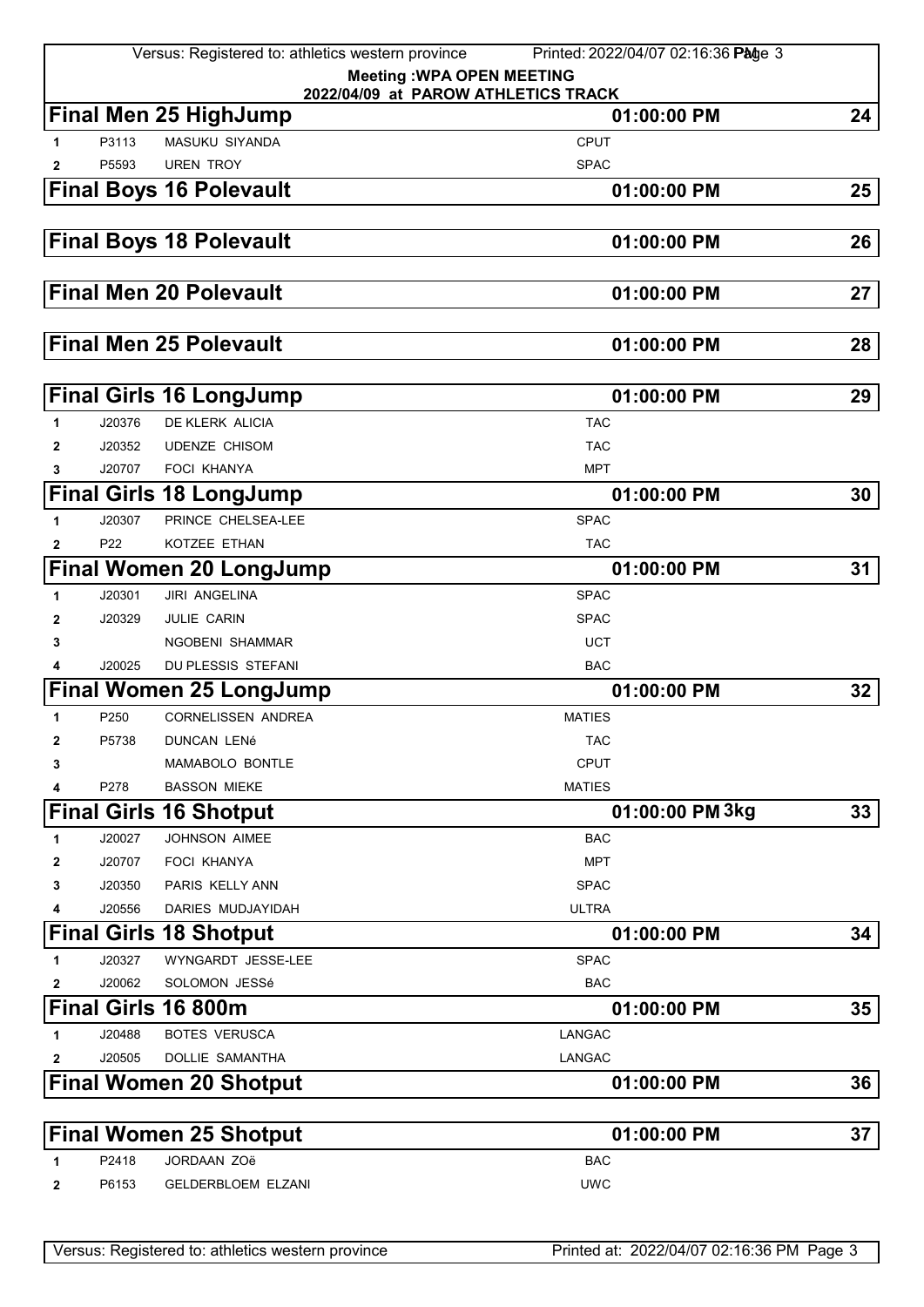**Meeting :WPA OPEN MEETING**
**2022/04/09 at PAROW ATHLETICS TRACK**

## Final Men 25 HighJump — 01:00:00 PM — 24

| | | | |
|---|---|---|---|
| 1 | P3113 | MASUKU SIYANDA | CPUT |
| 2 | P5593 | UREN TROY | SPAC |

## Final Boys 16 Polevault — 01:00:00 PM — 25

## Final Boys 18 Polevault — 01:00:00 PM — 26

## Final Men 20 Polevault — 01:00:00 PM — 27

## Final Men 25 Polevault — 01:00:00 PM — 28

## Final Girls 16 LongJump — 01:00:00 PM — 29

| | | | |
|---|---|---|---|
| 1 | J20376 | DE KLERK ALICIA | TAC |
| 2 | J20352 | UDENZE CHISOM | TAC |
| 3 | J20707 | FOCI KHANYA | MPT |

## Final Girls 18 LongJump — 01:00:00 PM — 30

| | | | |
|---|---|---|---|
| 1 | J20307 | PRINCE CHELSEA-LEE | SPAC |
| 2 | P22 | KOTZEE ETHAN | TAC |

## Final Women 20 LongJump — 01:00:00 PM — 31

| | | | |
|---|---|---|---|
| 1 | J20301 | JIRI ANGELINA | SPAC |
| 2 | J20329 | JULIE CARIN | SPAC |
| 3 | | NGOBENI SHAMMAR | UCT |
| 4 | J20025 | DU PLESSIS STEFANI | BAC |

## Final Women 25 LongJump — 01:00:00 PM — 32

| | | | |
|---|---|---|---|
| 1 | P250 | CORNELISSEN ANDREA | MATIES |
| 2 | P5738 | DUNCAN LENé | TAC |
| 3 | | MAMABOLO BONTLE | CPUT |
| 4 | P278 | BASSON MIEKE | MATIES |

## Final Girls 16 Shotput — 01:00:00 PM 3kg — 33

| | | | |
|---|---|---|---|
| 1 | J20027 | JOHNSON AIMEE | BAC |
| 2 | J20707 | FOCI KHANYA | MPT |
| 3 | J20350 | PARIS KELLY ANN | SPAC |
| 4 | J20556 | DARIES MUDJAYIDAH | ULTRA |

## Final Girls 18 Shotput — 01:00:00 PM — 34

| | | | |
|---|---|---|---|
| 1 | J20327 | WYNGARDT JESSE-LEE | SPAC |
| 2 | J20062 | SOLOMON JESSé | BAC |

## Final Girls 16 800m — 01:00:00 PM — 35

| | | | |
|---|---|---|---|
| 1 | J20488 | BOTES VERUSCA | LANGAC |
| 2 | J20505 | DOLLIE SAMANTHA | LANGAC |

## Final Women 20 Shotput — 01:00:00 PM — 36

## Final Women 25 Shotput — 01:00:00 PM — 37

| | | | |
|---|---|---|---|
| 1 | P2418 | JORDAAN ZOë | BAC |
| 2 | P6153 | GELDERBLOEM ELZANI | UWC |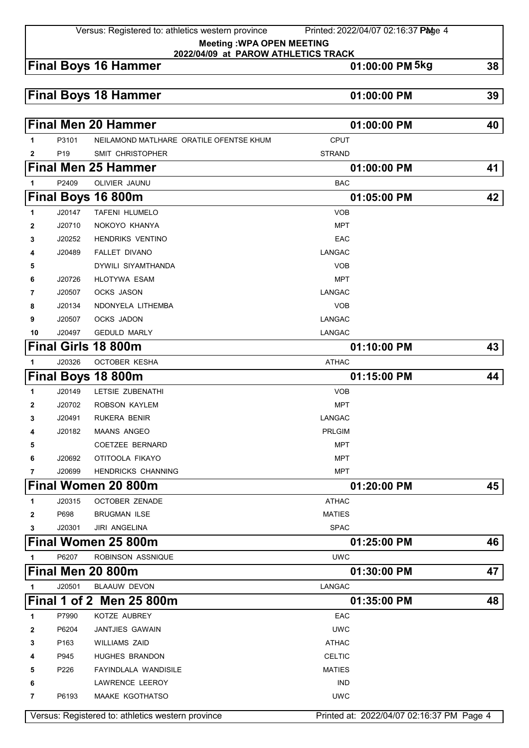**Meeting :WPA OPEN MEETING**
**2022/04/09 at PAROW ATHLETICS TRACK**

## Final Boys 16 Hammer — 01:00:00 PM 5kg — 38

## Final Boys 18 Hammer — 01:00:00 PM — 39

## Final Men 20 Hammer — 01:00:00 PM — 40

| | | | |
|---|---|---|---|
| 1 | P3101 | NEILAMOND MATLHARE ORATILE OFENTSE KHUM | CPUT |
| 2 | P19 | SMIT CHRISTOPHER | STRAND |

## Final Men 25 Hammer — 01:00:00 PM — 41

| | | | |
|---|---|---|---|
| 1 | P2409 | OLIVIER JAUNU | BAC |

## Final Boys 16 800m — 01:05:00 PM — 42

| | | | |
|---|---|---|---|
| 1 | J20147 | TAFENI HLUMELO | VOB |
| 2 | J20710 | NOKOYO KHANYA | MPT |
| 3 | J20252 | HENDRIKS VENTINO | EAC |
| 4 | J20489 | FALLET DIVANO | LANGAC |
| 5 | | DYWILI SIYAMTHANDA | VOB |
| 6 | J20726 | HLOTYWA ESAM | MPT |
| 7 | J20507 | OCKS JASON | LANGAC |
| 8 | J20134 | NDONYELA LITHEMBA | VOB |
| 9 | J20507 | OCKS JADON | LANGAC |
| 10 | J20497 | GEDULD MARLY | LANGAC |

## Final Girls 18 800m — 01:10:00 PM — 43

| | | | |
|---|---|---|---|
| 1 | J20326 | OCTOBER KESHA | ATHAC |

## Final Boys 18 800m — 01:15:00 PM — 44

| | | | |
|---|---|---|---|
| 1 | J20149 | LETSIE ZUBENATHI | VOB |
| 2 | J20702 | ROBSON KAYLEM | MPT |
| 3 | J20491 | RUKERA BENIR | LANGAC |
| 4 | J20182 | MAANS ANGEO | PRLGIM |
| 5 | | COETZEE BERNARD | MPT |
| 6 | J20692 | OTITOOLA FIKAYO | MPT |
| 7 | J20699 | HENDRICKS CHANNING | MPT |

## Final Women 20 800m — 01:20:00 PM — 45

| | | | |
|---|---|---|---|
| 1 | J20315 | OCTOBER ZENADE | ATHAC |
| 2 | P698 | BRUGMAN ILSE | MATIES |
| 3 | J20301 | JIRI ANGELINA | SPAC |

## Final Women 25 800m — 01:25:00 PM — 46

| | | | |
|---|---|---|---|
| 1 | P6207 | ROBINSON ASSNIQUE | UWC |

## Final Men 20 800m — 01:30:00 PM — 47

| | | | |
|---|---|---|---|
| 1 | J20501 | BLAAUW DEVON | LANGAC |

## Final 1 of 2 Men 25 800m — 01:35:00 PM — 48

| | | | |
|---|---|---|---|
| 1 | P7990 | KOTZE AUBREY | EAC |
| 2 | P6204 | JANTJIES GAWAIN | UWC |
| 3 | P163 | WILLIAMS ZAID | ATHAC |
| 4 | P945 | HUGHES BRANDON | CELTIC |
| 5 | P226 | FAYINDLALA WANDISILE | MATIES |
| 6 | | LAWRENCE LEEROY | IND |
| 7 | P6193 | MAAKE KGOTHATSO | UWC |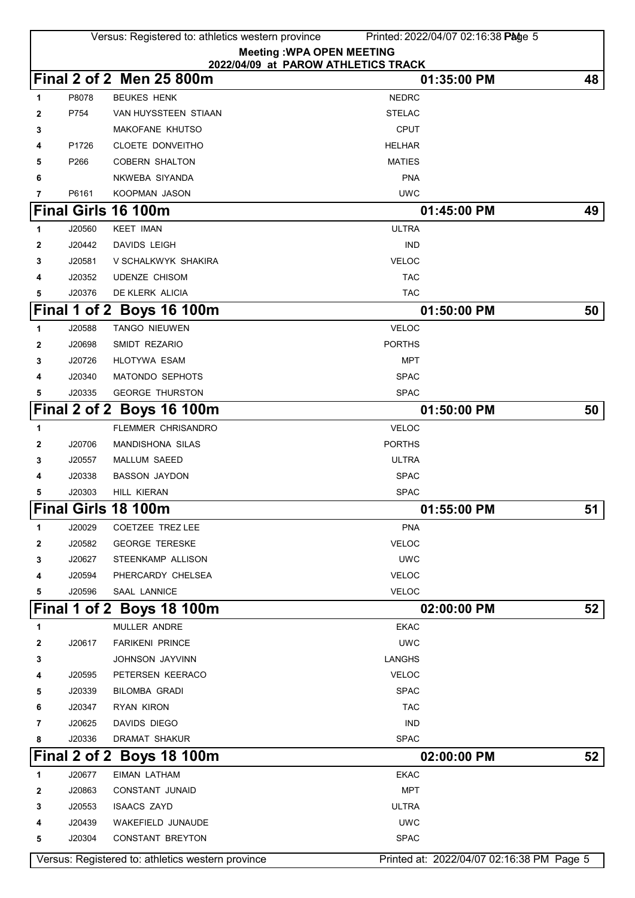**Meeting :WPA OPEN MEETING**
**2022/04/09 at PAROW ATHLETICS TRACK**

## Final 2 of 2 Men 25 800m — 01:35:00 PM — 48

| | | | |
|---|---|---|---|
| 1 | P8078 | BEUKES HENK | NEDRC |
| 2 | P754 | VAN HUYSSTEEN STIAAN | STELAC |
| 3 | | MAKOFANE KHUTSO | CPUT |
| 4 | P1726 | CLOETE DONVEITHO | HELHAR |
| 5 | P266 | COBERN SHALTON | MATIES |
| 6 | | NKWEBA SIYANDA | PNA |
| 7 | P6161 | KOOPMAN JASON | UWC |

## Final Girls 16 100m — 01:45:00 PM — 49

| | | | |
|---|---|---|---|
| 1 | J20560 | KEET IMAN | ULTRA |
| 2 | J20442 | DAVIDS LEIGH | IND |
| 3 | J20581 | V SCHALKWYK SHAKIRA | VELOC |
| 4 | J20352 | UDENZE CHISOM | TAC |
| 5 | J20376 | DE KLERK ALICIA | TAC |

## Final 1 of 2 Boys 16 100m — 01:50:00 PM — 50

| | | | |
|---|---|---|---|
| 1 | J20588 | TANGO NIEUWEN | VELOC |
| 2 | J20698 | SMIDT REZARIO | PORTHS |
| 3 | J20726 | HLOTYWA ESAM | MPT |
| 4 | J20340 | MATONDO SEPHOTS | SPAC |
| 5 | J20335 | GEORGE THURSTON | SPAC |

## Final 2 of 2 Boys 16 100m — 01:50:00 PM — 50

| | | | |
|---|---|---|---|
| 1 | | FLEMMER CHRISANDRO | VELOC |
| 2 | J20706 | MANDISHONA SILAS | PORTHS |
| 3 | J20557 | MALLUM SAEED | ULTRA |
| 4 | J20338 | BASSON JAYDON | SPAC |
| 5 | J20303 | HILL KIERAN | SPAC |

## Final Girls 18 100m — 01:55:00 PM — 51

| | | | |
|---|---|---|---|
| 1 | J20029 | COETZEE TREZ LEE | PNA |
| 2 | J20582 | GEORGE TERESKE | VELOC |
| 3 | J20627 | STEENKAMP ALLISON | UWC |
| 4 | J20594 | PHERCARDY CHELSEA | VELOC |
| 5 | J20596 | SAAL LANNICE | VELOC |

## Final 1 of 2 Boys 18 100m — 02:00:00 PM — 52

| | | | |
|---|---|---|---|
| 1 | | MULLER ANDRE | EKAC |
| 2 | J20617 | FARIKENI PRINCE | UWC |
| 3 | | JOHNSON JAYVINN | LANGHS |
| 4 | J20595 | PETERSEN KEERACO | VELOC |
| 5 | J20339 | BILOMBA GRADI | SPAC |
| 6 | J20347 | RYAN KIRON | TAC |
| 7 | J20625 | DAVIDS DIEGO | IND |
| 8 | J20336 | DRAMAT SHAKUR | SPAC |

## Final 2 of 2 Boys 18 100m — 02:00:00 PM — 52

| | | | |
|---|---|---|---|
| 1 | J20677 | EIMAN LATHAM | EKAC |
| 2 | J20863 | CONSTANT JUNAID | MPT |
| 3 | J20553 | ISAACS ZAYD | ULTRA |
| 4 | J20439 | WAKEFIELD JUNAUDE | UWC |
| 5 | J20304 | CONSTANT BREYTON | SPAC |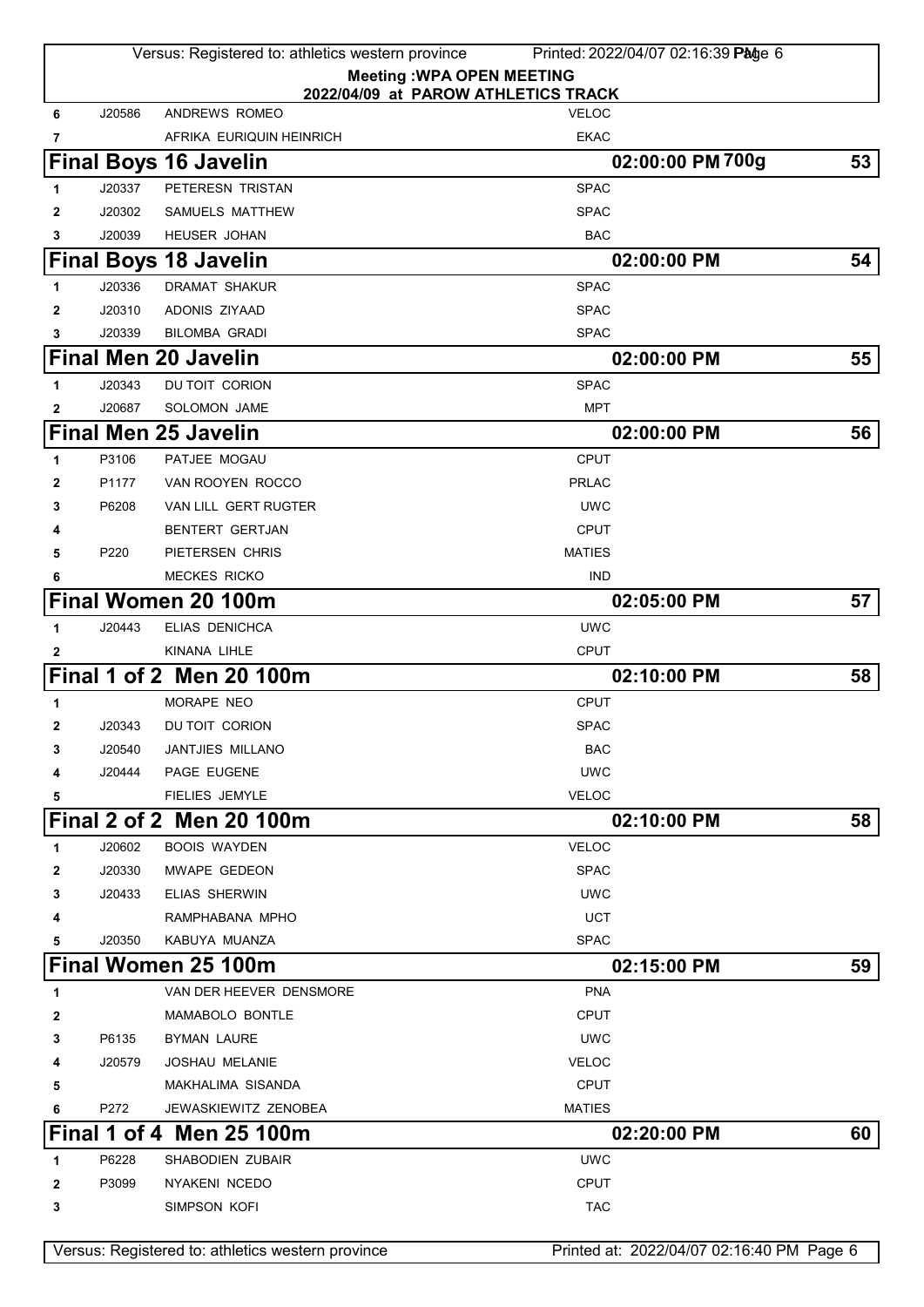**Meeting :WPA OPEN MEETING**

**2022/04/09 at PAROW ATHLETICS TRACK**

| | | | |
|---|---|---|---|
| 6 | J20586 | ANDREWS ROMEO | VELOC |
| 7 | | AFRIKA EURIQUIN HEINRICH | EKAC |

## Final Boys 16 Javelin — 02:00:00 PM 700g — 53

| | | | |
|---|---|---|---|
| 1 | J20337 | PETERESN TRISTAN | SPAC |
| 2 | J20302 | SAMUELS MATTHEW | SPAC |
| 3 | J20039 | HEUSER JOHAN | BAC |

## Final Boys 18 Javelin — 02:00:00 PM — 54

| | | | |
|---|---|---|---|
| 1 | J20336 | DRAMAT SHAKUR | SPAC |
| 2 | J20310 | ADONIS ZIYAAD | SPAC |
| 3 | J20339 | BILOMBA GRADI | SPAC |

## Final Men 20 Javelin — 02:00:00 PM — 55

| | | | |
|---|---|---|---|
| 1 | J20343 | DU TOIT CORION | SPAC |
| 2 | J20687 | SOLOMON JAME | MPT |

## Final Men 25 Javelin — 02:00:00 PM — 56

| | | | |
|---|---|---|---|
| 1 | P3106 | PATJEE MOGAU | CPUT |
| 2 | P1177 | VAN ROOYEN ROCCO | PRLAC |
| 3 | P6208 | VAN LILL GERT RUGTER | UWC |
| 4 | | BENTERT GERTJAN | CPUT |
| 5 | P220 | PIETERSEN CHRIS | MATIES |
| 6 | | MECKES RICKO | IND |

## Final Women 20 100m — 02:05:00 PM — 57

| | | | |
|---|---|---|---|
| 1 | J20443 | ELIAS DENICHCA | UWC |
| 2 | | KINANA LIHLE | CPUT |

## Final 1 of 2 Men 20 100m — 02:10:00 PM — 58

| | | | |
|---|---|---|---|
| 1 | | MORAPE NEO | CPUT |
| 2 | J20343 | DU TOIT CORION | SPAC |
| 3 | J20540 | JANTJIES MILLANO | BAC |
| 4 | J20444 | PAGE EUGENE | UWC |
| 5 | | FIELIES JEMYLE | VELOC |

## Final 2 of 2 Men 20 100m — 02:10:00 PM — 58

| | | | |
|---|---|---|---|
| 1 | J20602 | BOOIS WAYDEN | VELOC |
| 2 | J20330 | MWAPE GEDEON | SPAC |
| 3 | J20433 | ELIAS SHERWIN | UWC |
| 4 | | RAMPHABANA MPHO | UCT |
| 5 | J20350 | KABUYA MUANZA | SPAC |

## Final Women 25 100m — 02:15:00 PM — 59

| | | | |
|---|---|---|---|
| 1 | | VAN DER HEEVER DENSMORE | PNA |
| 2 | | MAMABOLO BONTLE | CPUT |
| 3 | P6135 | BYMAN LAURE | UWC |
| 4 | J20579 | JOSHAU MELANIE | VELOC |
| 5 | | MAKHALIMA SISANDA | CPUT |
| 6 | P272 | JEWASKIEWITZ ZENOBEA | MATIES |

## Final 1 of 4 Men 25 100m — 02:20:00 PM — 60

| | | | |
|---|---|---|---|
| 1 | P6228 | SHABODIEN ZUBAIR | UWC |
| 2 | P3099 | NYAKENI NCEDO | CPUT |
| 3 | | SIMPSON KOFI | TAC |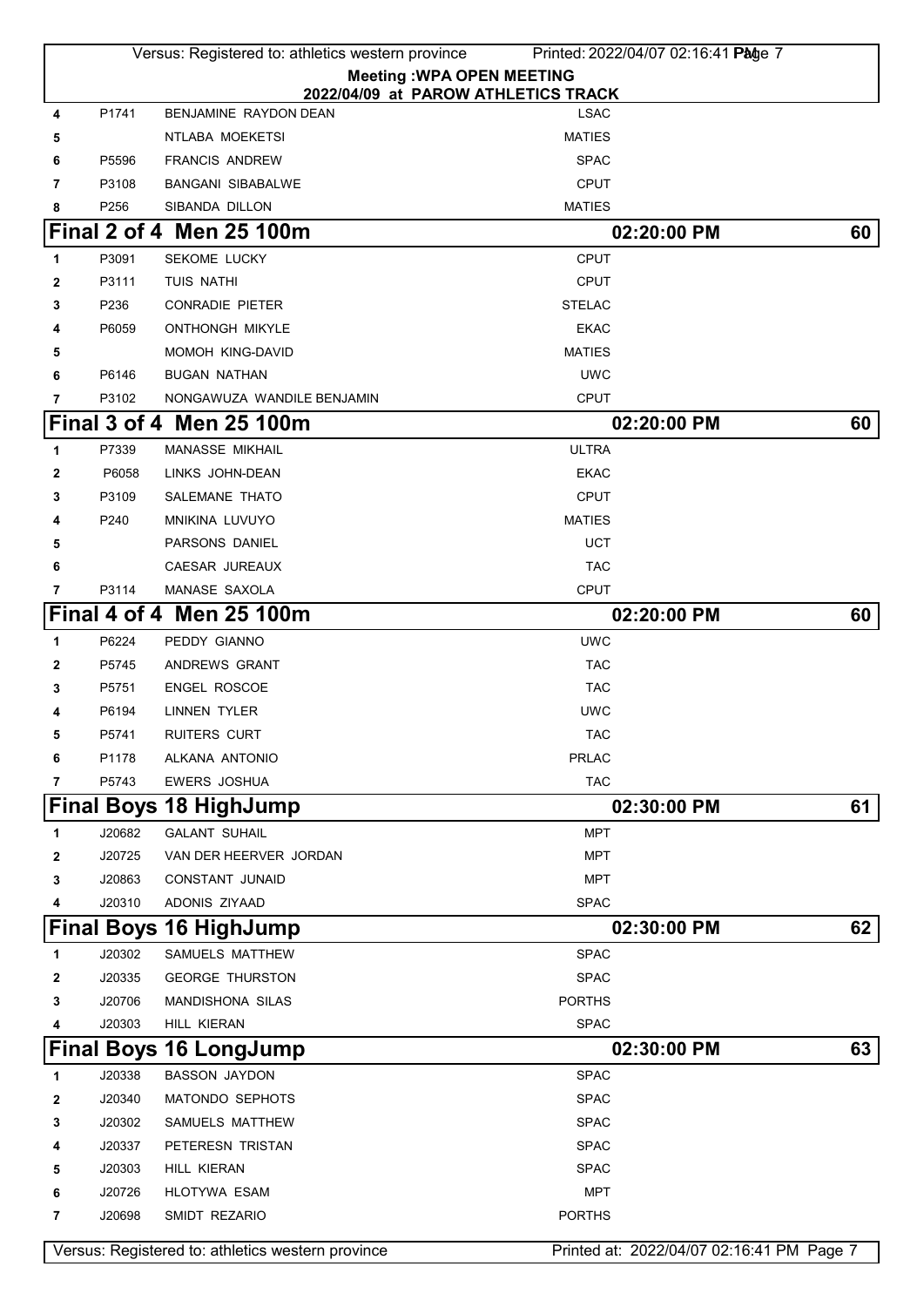**Meeting :WPA OPEN MEETING**
**2022/04/09 at PAROW ATHLETICS TRACK**

| | | | |
|---|---|---|---|
| 4 | P1741 | BENJAMINE RAYDON DEAN | LSAC |
| 5 | | NTLABA MOEKETSI | MATIES |
| 6 | P5596 | FRANCIS ANDREW | SPAC |
| 7 | P3108 | BANGANI SIBABALWE | CPUT |
| 8 | P256 | SIBANDA DILLON | MATIES |

## Final 2 of 4 Men 25 100m — 02:20:00 PM — 60

| | | | |
|---|---|---|---|
| 1 | P3091 | SEKOME LUCKY | CPUT |
| 2 | P3111 | TUIS NATHI | CPUT |
| 3 | P236 | CONRADIE PIETER | STELAC |
| 4 | P6059 | ONTHONGH MIKYLE | EKAC |
| 5 | | MOMOH KING-DAVID | MATIES |
| 6 | P6146 | BUGAN NATHAN | UWC |
| 7 | P3102 | NONGAWUZA WANDILE BENJAMIN | CPUT |

## Final 3 of 4 Men 25 100m — 02:20:00 PM — 60

| | | | |
|---|---|---|---|
| 1 | P7339 | MANASSE MIKHAIL | ULTRA |
| 2 | P6058 | LINKS JOHN-DEAN | EKAC |
| 3 | P3109 | SALEMANE THATO | CPUT |
| 4 | P240 | MNIKINA LUVUYO | MATIES |
| 5 | | PARSONS DANIEL | UCT |
| 6 | | CAESAR JUREAUX | TAC |
| 7 | P3114 | MANASE SAXOLA | CPUT |

## Final 4 of 4 Men 25 100m — 02:20:00 PM — 60

| | | | |
|---|---|---|---|
| 1 | P6224 | PEDDY GIANNO | UWC |
| 2 | P5745 | ANDREWS GRANT | TAC |
| 3 | P5751 | ENGEL ROSCOE | TAC |
| 4 | P6194 | LINNEN TYLER | UWC |
| 5 | P5741 | RUITERS CURT | TAC |
| 6 | P1178 | ALKANA ANTONIO | PRLAC |
| 7 | P5743 | EWERS JOSHUA | TAC |

## Final Boys 18 HighJump — 02:30:00 PM — 61

| | | | |
|---|---|---|---|
| 1 | J20682 | GALANT SUHAIL | MPT |
| 2 | J20725 | VAN DER HEERVER JORDAN | MPT |
| 3 | J20863 | CONSTANT JUNAID | MPT |
| 4 | J20310 | ADONIS ZIYAAD | SPAC |

## Final Boys 16 HighJump — 02:30:00 PM — 62

| | | | |
|---|---|---|---|
| 1 | J20302 | SAMUELS MATTHEW | SPAC |
| 2 | J20335 | GEORGE THURSTON | SPAC |
| 3 | J20706 | MANDISHONA SILAS | PORTHS |
| 4 | J20303 | HILL KIERAN | SPAC |

## Final Boys 16 LongJump — 02:30:00 PM — 63

| | | | |
|---|---|---|---|
| 1 | J20338 | BASSON JAYDON | SPAC |
| 2 | J20340 | MATONDO SEPHOTS | SPAC |
| 3 | J20302 | SAMUELS MATTHEW | SPAC |
| 4 | J20337 | PETERESN TRISTAN | SPAC |
| 5 | J20303 | HILL KIERAN | SPAC |
| 6 | J20726 | HLOTYWA ESAM | MPT |
| 7 | J20698 | SMIDT REZARIO | PORTHS |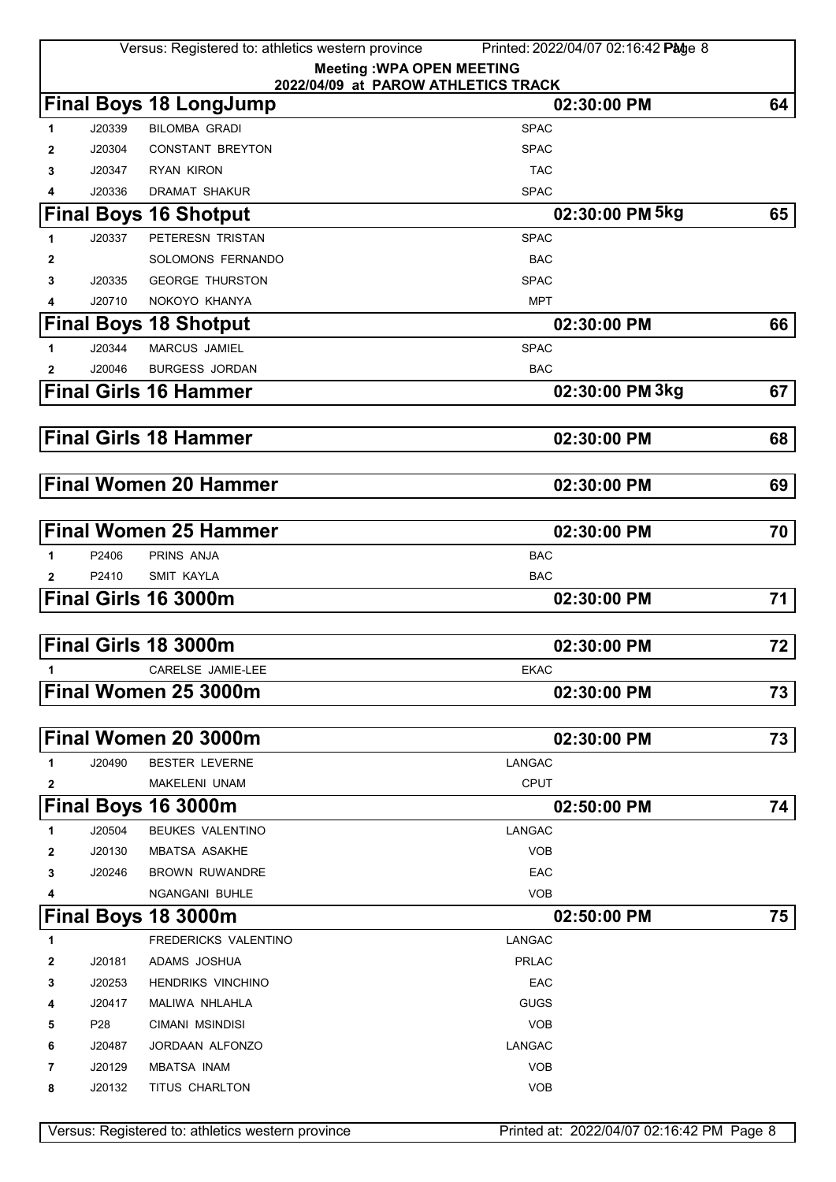**Meeting :WPA OPEN MEETING**
**2022/04/09 at PAROW ATHLETICS TRACK**

## Final Boys 18 LongJump — 02:30:00 PM — 64

| | | | |
|---|---|---|---|
| 1 | J20339 | BILOMBA GRADI | SPAC |
| 2 | J20304 | CONSTANT BREYTON | SPAC |
| 3 | J20347 | RYAN KIRON | TAC |
| 4 | J20336 | DRAMAT SHAKUR | SPAC |

## Final Boys 16 Shotput — 02:30:00 PM 5kg — 65

| | | | |
|---|---|---|---|
| 1 | J20337 | PETERESN TRISTAN | SPAC |
| 2 | | SOLOMONS FERNANDO | BAC |
| 3 | J20335 | GEORGE THURSTON | SPAC |
| 4 | J20710 | NOKOYO KHANYA | MPT |

## Final Boys 18 Shotput — 02:30:00 PM — 66

| | | | |
|---|---|---|---|
| 1 | J20344 | MARCUS JAMIEL | SPAC |
| 2 | J20046 | BURGESS JORDAN | BAC |

## Final Girls 16 Hammer — 02:30:00 PM 3kg — 67

## Final Girls 18 Hammer — 02:30:00 PM — 68

## Final Women 20 Hammer — 02:30:00 PM — 69

## Final Women 25 Hammer — 02:30:00 PM — 70

| | | | |
|---|---|---|---|
| 1 | P2406 | PRINS ANJA | BAC |
| 2 | P2410 | SMIT KAYLA | BAC |

## Final Girls 16 3000m — 02:30:00 PM — 71

## Final Girls 18 3000m — 02:30:00 PM — 72

| | | | |
|---|---|---|---|
| 1 | | CARELSE JAMIE-LEE | EKAC |

## Final Women 25 3000m — 02:30:00 PM — 73

## Final Women 20 3000m — 02:30:00 PM — 73

| | | | |
|---|---|---|---|
| 1 | J20490 | BESTER LEVERNE | LANGAC |
| 2 | | MAKELENI UNAM | CPUT |

## Final Boys 16 3000m — 02:50:00 PM — 74

| | | | |
|---|---|---|---|
| 1 | J20504 | BEUKES VALENTINO | LANGAC |
| 2 | J20130 | MBATSA ASAKHE | VOB |
| 3 | J20246 | BROWN RUWANDRE | EAC |
| 4 | | NGANGANI BUHLE | VOB |

## Final Boys 18 3000m — 02:50:00 PM — 75

| | | | |
|---|---|---|---|
| 1 | | FREDERICKS VALENTINO | LANGAC |
| 2 | J20181 | ADAMS JOSHUA | PRLAC |
| 3 | J20253 | HENDRIKS VINCHINO | EAC |
| 4 | J20417 | MALIWA NHLAHLA | GUGS |
| 5 | P28 | CIMANI MSINDISI | VOB |
| 6 | J20487 | JORDAAN ALFONZO | LANGAC |
| 7 | J20129 | MBATSA INAM | VOB |
| 8 | J20132 | TITUS CHARLTON | VOB |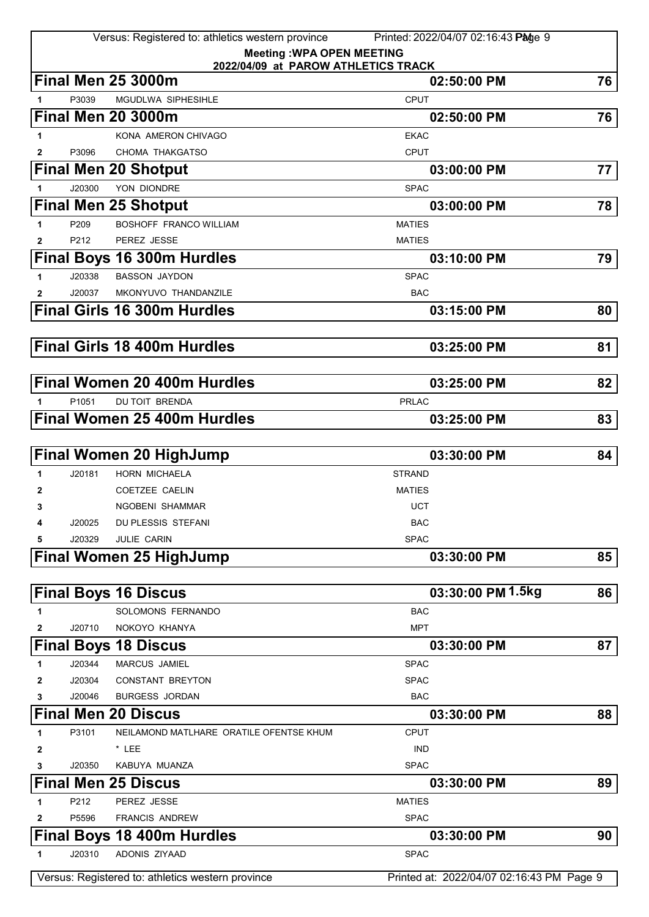**Meeting :WPA OPEN MEETING**
**2022/04/09 at PAROW ATHLETICS TRACK**

## Final Men 25 3000m — 02:50:00 PM — 76

| | | | |
|---|---|---|---|
| 1 | P3039 | MGUDLWA SIPHESIHLE | CPUT |

## Final Men 20 3000m — 02:50:00 PM — 76

| | | | |
|---|---|---|---|
| 1 | | KONA AMERON CHIVAGO | EKAC |
| 2 | P3096 | CHOMA THAKGATSO | CPUT |

## Final Men 20 Shotput — 03:00:00 PM — 77

| | | | |
|---|---|---|---|
| 1 | J20300 | YON DIONDRE | SPAC |

## Final Men 25 Shotput — 03:00:00 PM — 78

| | | | |
|---|---|---|---|
| 1 | P209 | BOSHOFF FRANCO WILLIAM | MATIES |
| 2 | P212 | PEREZ JESSE | MATIES |

## Final Boys 16 300m Hurdles — 03:10:00 PM — 79

| | | | |
|---|---|---|---|
| 1 | J20338 | BASSON JAYDON | SPAC |
| 2 | J20037 | MKONYUVO THANDANZILE | BAC |

## Final Girls 16 300m Hurdles — 03:15:00 PM — 80

## Final Girls 18 400m Hurdles — 03:25:00 PM — 81

## Final Women 20 400m Hurdles — 03:25:00 PM — 82

| | | | |
|---|---|---|---|
| 1 | P1051 | DU TOIT BRENDA | PRLAC |

## Final Women 25 400m Hurdles — 03:25:00 PM — 83

## Final Women 20 HighJump — 03:30:00 PM — 84

| | | | |
|---|---|---|---|
| 1 | J20181 | HORN MICHAELA | STRAND |
| 2 | | COETZEE CAELIN | MATIES |
| 3 | | NGOBENI SHAMMAR | UCT |
| 4 | J20025 | DU PLESSIS STEFANI | BAC |
| 5 | J20329 | JULIE CARIN | SPAC |

## Final Women 25 HighJump — 03:30:00 PM — 85

## Final Boys 16 Discus — 03:30:00 PM 1.5kg — 86

| | | | |
|---|---|---|---|
| 1 | | SOLOMONS FERNANDO | BAC |
| 2 | J20710 | NOKOYO KHANYA | MPT |

## Final Boys 18 Discus — 03:30:00 PM — 87

| | | | |
|---|---|---|---|
| 1 | J20344 | MARCUS JAMIEL | SPAC |
| 2 | J20304 | CONSTANT BREYTON | SPAC |
| 3 | J20046 | BURGESS JORDAN | BAC |

## Final Men 20 Discus — 03:30:00 PM — 88

| | | | |
|---|---|---|---|
| 1 | P3101 | NEILAMOND MATLHARE ORATILE OFENTSE KHUM | CPUT |
| 2 | | * LEE | IND |
| 3 | J20350 | KABUYA MUANZA | SPAC |

## Final Men 25 Discus — 03:30:00 PM — 89

| | | | |
|---|---|---|---|
| 1 | P212 | PEREZ JESSE | MATIES |
| 2 | P5596 | FRANCIS ANDREW | SPAC |

## Final Boys 18 400m Hurdles — 03:30:00 PM — 90

| | | | |
|---|---|---|---|
| 1 | J20310 | ADONIS ZIYAAD | SPAC |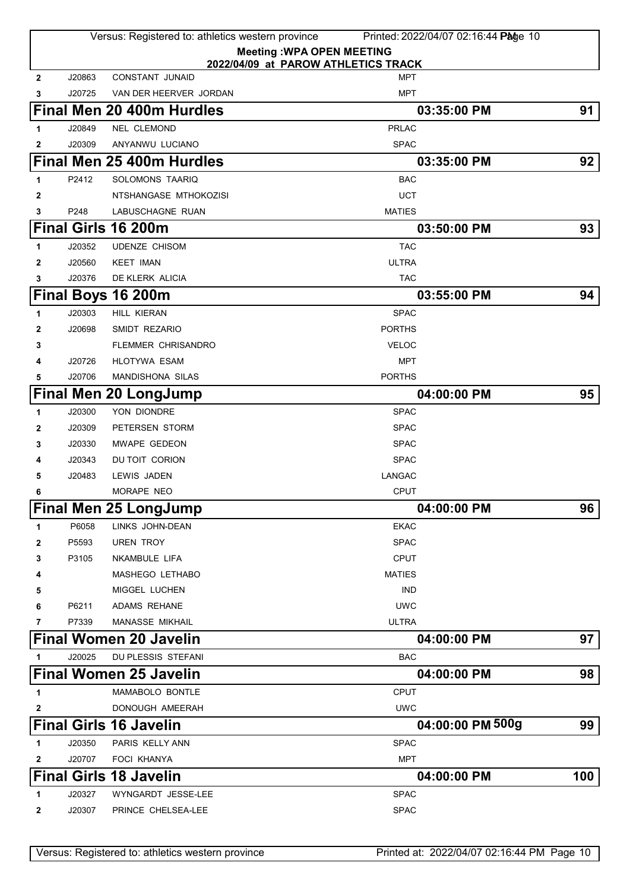**Meeting :WPA OPEN MEETING**
**2022/04/09 at PAROW ATHLETICS TRACK**

| | | | |
|---|---|---|---|
| 2 | J20863 | CONSTANT JUNAID | MPT |
| 3 | J20725 | VAN DER HEERVER JORDAN | MPT |

## Final Men 20 400m Hurdles — 03:35:00 PM — 91

| | | | |
|---|---|---|---|
| 1 | J20849 | NEL CLEMOND | PRLAC |
| 2 | J20309 | ANYANWU LUCIANO | SPAC |

## Final Men 25 400m Hurdles — 03:35:00 PM — 92

| | | | |
|---|---|---|---|
| 1 | P2412 | SOLOMONS TAARIQ | BAC |
| 2 | | NTSHANGASE MTHOKOZISI | UCT |
| 3 | P248 | LABUSCHAGNE RUAN | MATIES |

## Final Girls 16 200m — 03:50:00 PM — 93

| | | | |
|---|---|---|---|
| 1 | J20352 | UDENZE CHISOM | TAC |
| 2 | J20560 | KEET IMAN | ULTRA |
| 3 | J20376 | DE KLERK ALICIA | TAC |

## Final Boys 16 200m — 03:55:00 PM — 94

| | | | |
|---|---|---|---|
| 1 | J20303 | HILL KIERAN | SPAC |
| 2 | J20698 | SMIDT REZARIO | PORTHS |
| 3 | | FLEMMER CHRISANDRO | VELOC |
| 4 | J20726 | HLOTYWA ESAM | MPT |
| 5 | J20706 | MANDISHONA SILAS | PORTHS |

## Final Men 20 LongJump — 04:00:00 PM — 95

| | | | |
|---|---|---|---|
| 1 | J20300 | YON DIONDRE | SPAC |
| 2 | J20309 | PETERSEN STORM | SPAC |
| 3 | J20330 | MWAPE GEDEON | SPAC |
| 4 | J20343 | DU TOIT CORION | SPAC |
| 5 | J20483 | LEWIS JADEN | LANGAC |
| 6 | | MORAPE NEO | CPUT |

## Final Men 25 LongJump — 04:00:00 PM — 96

| | | | |
|---|---|---|---|
| 1 | P6058 | LINKS JOHN-DEAN | EKAC |
| 2 | P5593 | UREN TROY | SPAC |
| 3 | P3105 | NKAMBULE LIFA | CPUT |
| 4 | | MASHEGO LETHABO | MATIES |
| 5 | | MIGGEL LUCHEN | IND |
| 6 | P6211 | ADAMS REHANE | UWC |
| 7 | P7339 | MANASSE MIKHAIL | ULTRA |

## Final Women 20 Javelin — 04:00:00 PM — 97

| | | | |
|---|---|---|---|
| 1 | J20025 | DU PLESSIS STEFANI | BAC |

## Final Women 25 Javelin — 04:00:00 PM — 98

| | | | |
|---|---|---|---|
| 1 | | MAMABOLO BONTLE | CPUT |
| 2 | | DONOUGH AMEERAH | UWC |

## Final Girls 16 Javelin — 04:00:00 PM 500g — 99

| | | | |
|---|---|---|---|
| 1 | J20350 | PARIS KELLY ANN | SPAC |
| 2 | J20707 | FOCI KHANYA | MPT |

## Final Girls 18 Javelin — 04:00:00 PM — 100

| | | | |
|---|---|---|---|
| 1 | J20327 | WYNGARDT JESSE-LEE | SPAC |
| 2 | J20307 | PRINCE CHELSEA-LEE | SPAC |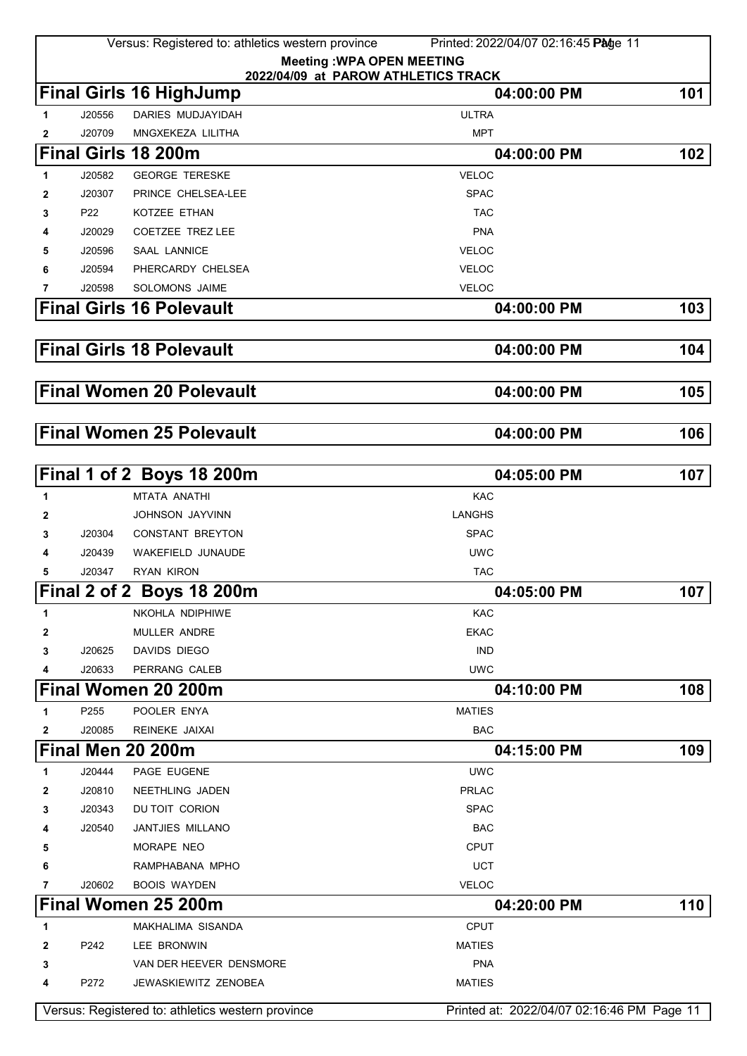**Meeting :WPA OPEN MEETING**
**2022/04/09 at PAROW ATHLETICS TRACK**

## Final Girls 16 HighJump — 04:00:00 PM — 101

| | | | |
|---|---|---|---|
| 1 | J20556 | DARIES MUDJAYIDAH | ULTRA |
| 2 | J20709 | MNGXEKEZA LILITHA | MPT |

## Final Girls 18 200m — 04:00:00 PM — 102

| | | | |
|---|---|---|---|
| 1 | J20582 | GEORGE TERESKE | VELOC |
| 2 | J20307 | PRINCE CHELSEA-LEE | SPAC |
| 3 | P22 | KOTZEE ETHAN | TAC |
| 4 | J20029 | COETZEE TREZ LEE | PNA |
| 5 | J20596 | SAAL LANNICE | VELOC |
| 6 | J20594 | PHERCARDY CHELSEA | VELOC |
| 7 | J20598 | SOLOMONS JAIME | VELOC |

## Final Girls 16 Polevault — 04:00:00 PM — 103

## Final Girls 18 Polevault — 04:00:00 PM — 104

## Final Women 20 Polevault — 04:00:00 PM — 105

## Final Women 25 Polevault — 04:00:00 PM — 106

## Final 1 of 2 Boys 18 200m — 04:05:00 PM — 107

| | | | |
|---|---|---|---|
| 1 | | MTATA ANATHI | KAC |
| 2 | | JOHNSON JAYVINN | LANGHS |
| 3 | J20304 | CONSTANT BREYTON | SPAC |
| 4 | J20439 | WAKEFIELD JUNAUDE | UWC |
| 5 | J20347 | RYAN KIRON | TAC |

## Final 2 of 2 Boys 18 200m — 04:05:00 PM — 107

| | | | |
|---|---|---|---|
| 1 | | NKOHLA NDIPHIWE | KAC |
| 2 | | MULLER ANDRE | EKAC |
| 3 | J20625 | DAVIDS DIEGO | IND |
| 4 | J20633 | PERRANG CALEB | UWC |

## Final Women 20 200m — 04:10:00 PM — 108

| | | | |
|---|---|---|---|
| 1 | P255 | POOLER ENYA | MATIES |
| 2 | J20085 | REINEKE JAIXAI | BAC |

## Final Men 20 200m — 04:15:00 PM — 109

| | | | |
|---|---|---|---|
| 1 | J20444 | PAGE EUGENE | UWC |
| 2 | J20810 | NEETHLING JADEN | PRLAC |
| 3 | J20343 | DU TOIT CORION | SPAC |
| 4 | J20540 | JANTJIES MILLANO | BAC |
| 5 | | MORAPE NEO | CPUT |
| 6 | | RAMPHABANA MPHO | UCT |
| 7 | J20602 | BOOIS WAYDEN | VELOC |

## Final Women 25 200m — 04:20:00 PM — 110

| | | | |
|---|---|---|---|
| 1 | | MAKHALIMA SISANDA | CPUT |
| 2 | P242 | LEE BRONWIN | MATIES |
| 3 | | VAN DER HEEVER DENSMORE | PNA |
| 4 | P272 | JEWASKIEWITZ ZENOBEA | MATIES |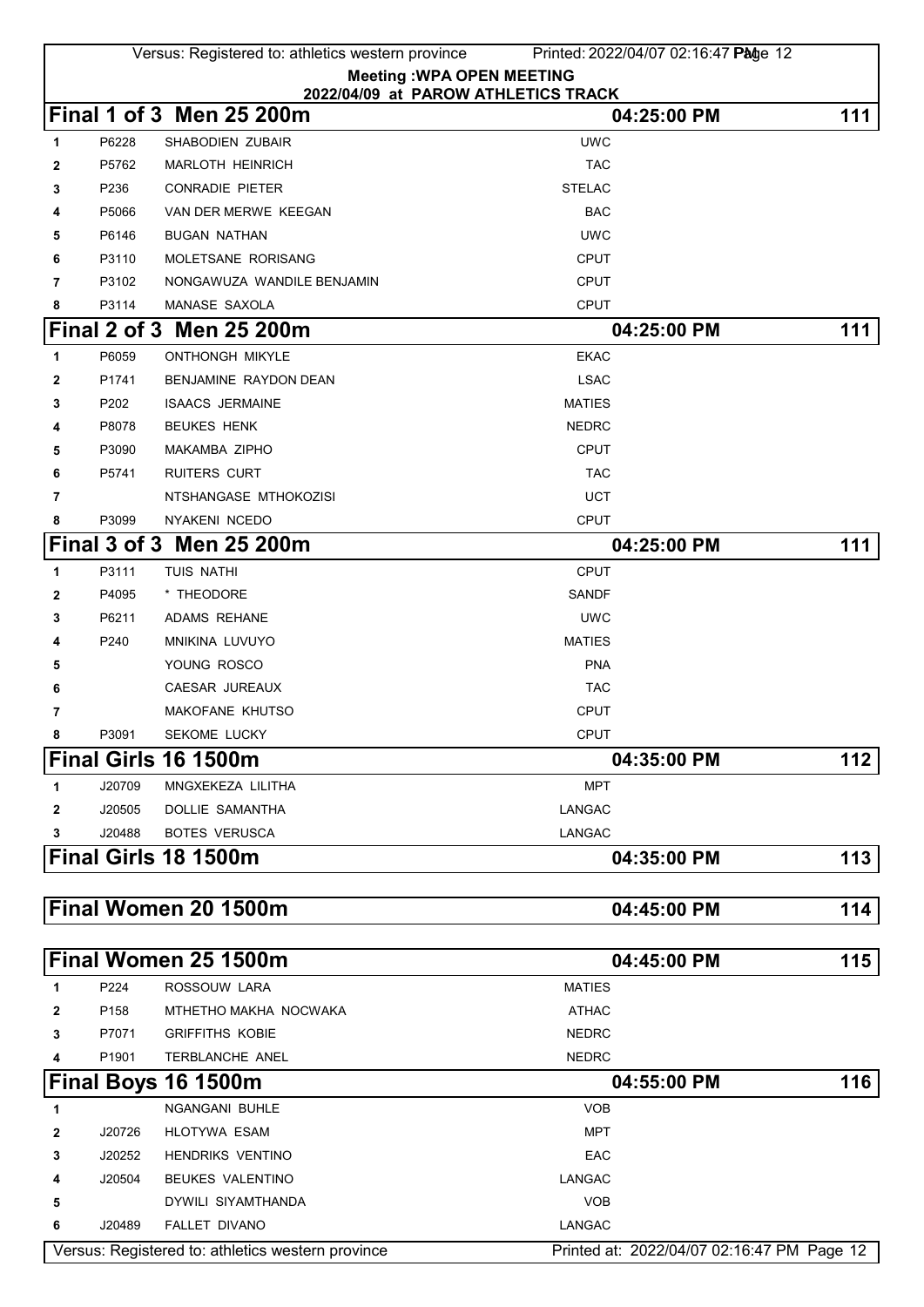**Meeting :WPA OPEN MEETING**
**2022/04/09 at PAROW ATHLETICS TRACK**

## Final 1 of 3 Men 25 200m — 04:25:00 PM — 111

| | | | |
|---|---|---|---|
| 1 | P6228 | SHABODIEN ZUBAIR | UWC |
| 2 | P5762 | MARLOTH HEINRICH | TAC |
| 3 | P236 | CONRADIE PIETER | STELAC |
| 4 | P5066 | VAN DER MERWE KEEGAN | BAC |
| 5 | P6146 | BUGAN NATHAN | UWC |
| 6 | P3110 | MOLETSANE RORISANG | CPUT |
| 7 | P3102 | NONGAWUZA WANDILE BENJAMIN | CPUT |
| 8 | P3114 | MANASE SAXOLA | CPUT |

## Final 2 of 3 Men 25 200m — 04:25:00 PM — 111

| | | | |
|---|---|---|---|
| 1 | P6059 | ONTHONGH MIKYLE | EKAC |
| 2 | P1741 | BENJAMINE RAYDON DEAN | LSAC |
| 3 | P202 | ISAACS JERMAINE | MATIES |
| 4 | P8078 | BEUKES HENK | NEDRC |
| 5 | P3090 | MAKAMBA ZIPHO | CPUT |
| 6 | P5741 | RUITERS CURT | TAC |
| 7 | | NTSHANGASE MTHOKOZISI | UCT |
| 8 | P3099 | NYAKENI NCEDO | CPUT |

## Final 3 of 3 Men 25 200m — 04:25:00 PM — 111

| | | | |
|---|---|---|---|
| 1 | P3111 | TUIS NATHI | CPUT |
| 2 | P4095 | * THEODORE | SANDF |
| 3 | P6211 | ADAMS REHANE | UWC |
| 4 | P240 | MNIKINA LUVUYO | MATIES |
| 5 | | YOUNG ROSCO | PNA |
| 6 | | CAESAR JUREAUX | TAC |
| 7 | | MAKOFANE KHUTSO | CPUT |
| 8 | P3091 | SEKOME LUCKY | CPUT |

## Final Girls 16 1500m — 04:35:00 PM — 112

| | | | |
|---|---|---|---|
| 1 | J20709 | MNGXEKEZA LILITHA | MPT |
| 2 | J20505 | DOLLIE SAMANTHA | LANGAC |
| 3 | J20488 | BOTES VERUSCA | LANGAC |

## Final Girls 18 1500m — 04:35:00 PM — 113

## Final Women 20 1500m — 04:45:00 PM — 114

## Final Women 25 1500m — 04:45:00 PM — 115

| | | | |
|---|---|---|---|
| 1 | P224 | ROSSOUW LARA | MATIES |
| 2 | P158 | MTHETHO MAKHA NOCWAKA | ATHAC |
| 3 | P7071 | GRIFFITHS KOBIE | NEDRC |
| 4 | P1901 | TERBLANCHE ANEL | NEDRC |

## Final Boys 16 1500m — 04:55:00 PM — 116

| | | | |
|---|---|---|---|
| 1 | | NGANGANI BUHLE | VOB |
| 2 | J20726 | HLOTYWA ESAM | MPT |
| 3 | J20252 | HENDRIKS VENTINO | EAC |
| 4 | J20504 | BEUKES VALENTINO | LANGAC |
| 5 | | DYWILI SIYAMTHANDA | VOB |
| 6 | J20489 | FALLET DIVANO | LANGAC |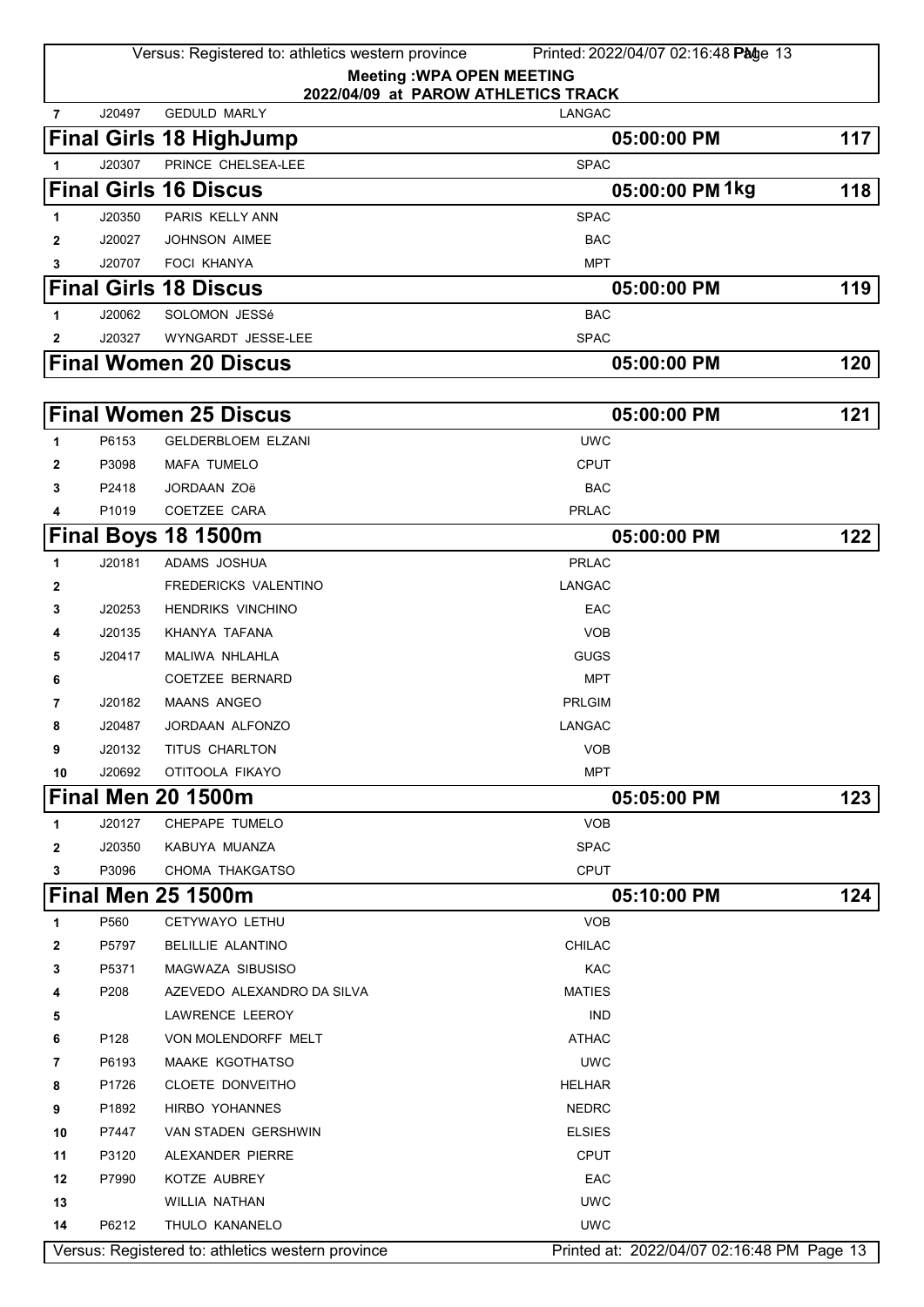**Meeting :WPA OPEN MEETING**
**2022/04/09 at PAROW ATHLETICS TRACK**

| 7 | J20497 | GEDULD MARLY | LANGAC |
|---|---|---|---|

## Final Girls 18 HighJump — 05:00:00 PM — 117

| # | ID | Name | Club |
|---|---|---|---|
| 1 | J20307 | PRINCE CHELSEA-LEE | SPAC |

## Final Girls 16 Discus — 05:00:00 PM 1kg — 118

| # | ID | Name | Club |
|---|---|---|---|
| 1 | J20350 | PARIS KELLY ANN | SPAC |
| 2 | J20027 | JOHNSON AIMEE | BAC |
| 3 | J20707 | FOCI KHANYA | MPT |

## Final Girls 18 Discus — 05:00:00 PM — 119

| # | ID | Name | Club |
|---|---|---|---|
| 1 | J20062 | SOLOMON JESSé | BAC |
| 2 | J20327 | WYNGARDT JESSE-LEE | SPAC |

## Final Women 20 Discus — 05:00:00 PM — 120

## Final Women 25 Discus — 05:00:00 PM — 121

| # | ID | Name | Club |
|---|---|---|---|
| 1 | P6153 | GELDERBLOEM ELZANI | UWC |
| 2 | P3098 | MAFA TUMELO | CPUT |
| 3 | P2418 | JORDAAN ZOë | BAC |
| 4 | P1019 | COETZEE CARA | PRLAC |

## Final Boys 18 1500m — 05:00:00 PM — 122

| # | ID | Name | Club |
|---|---|---|---|
| 1 | J20181 | ADAMS JOSHUA | PRLAC |
| 2 | | FREDERICKS VALENTINO | LANGAC |
| 3 | J20253 | HENDRIKS VINCHINO | EAC |
| 4 | J20135 | KHANYA TAFANA | VOB |
| 5 | J20417 | MALIWA NHLAHLA | GUGS |
| 6 | | COETZEE BERNARD | MPT |
| 7 | J20182 | MAANS ANGEO | PRLGIM |
| 8 | J20487 | JORDAAN ALFONZO | LANGAC |
| 9 | J20132 | TITUS CHARLTON | VOB |
| 10 | J20692 | OTITOOLA FIKAYO | MPT |

## Final Men 20 1500m — 05:05:00 PM — 123

| # | ID | Name | Club |
|---|---|---|---|
| 1 | J20127 | CHEPAPE TUMELO | VOB |
| 2 | J20350 | KABUYA MUANZA | SPAC |
| 3 | P3096 | CHOMA THAKGATSO | CPUT |

## Final Men 25 1500m — 05:10:00 PM — 124

| # | ID | Name | Club |
|---|---|---|---|
| 1 | P560 | CETYWAYO LETHU | VOB |
| 2 | P5797 | BELILLIE ALANTINO | CHILAC |
| 3 | P5371 | MAGWAZA SIBUSISO | KAC |
| 4 | P208 | AZEVEDO ALEXANDRO DA SILVA | MATIES |
| 5 | | LAWRENCE LEEROY | IND |
| 6 | P128 | VON MOLENDORFF MELT | ATHAC |
| 7 | P6193 | MAAKE KGOTHATSO | UWC |
| 8 | P1726 | CLOETE DONVEITHO | HELHAR |
| 9 | P1892 | HIRBO YOHANNES | NEDRC |
| 10 | P7447 | VAN STADEN GERSHWIN | ELSIES |
| 11 | P3120 | ALEXANDER PIERRE | CPUT |
| 12 | P7990 | KOTZE AUBREY | EAC |
| 13 | | WILLIA NATHAN | UWC |
| 14 | P6212 | THULO KANANELO | UWC |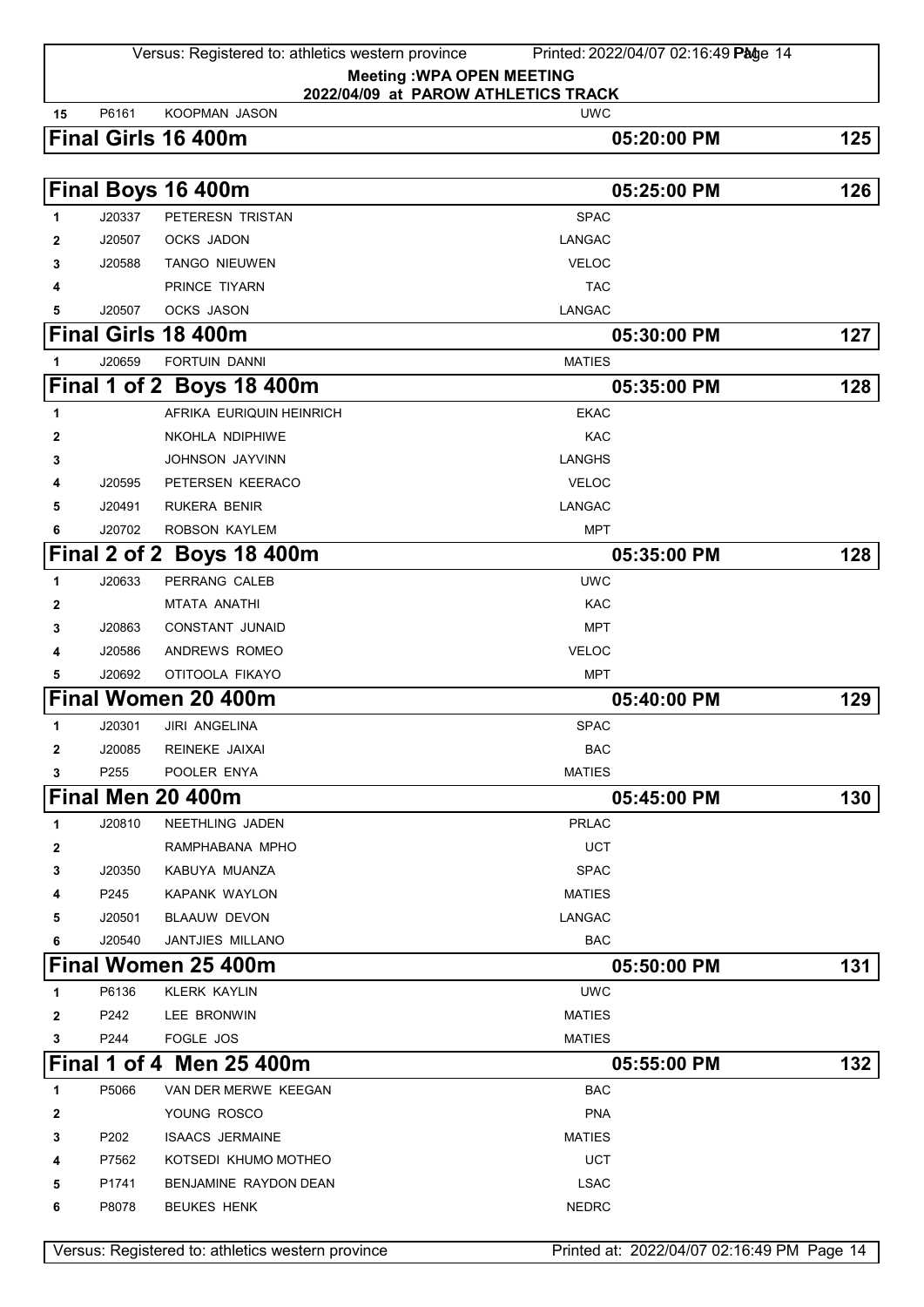**Meeting :WPA OPEN MEETING**
**2022/04/09 at PAROW ATHLETICS TRACK**

| 15 | P6161 | KOOPMAN JASON | UWC |
|---|---|---|---|

## Final Girls 16 400m — 05:20:00 PM — 125

## Final Boys 16 400m — 05:25:00 PM — 126

| # | ID | Name | Club |
|---|---|---|---|
| 1 | J20337 | PETERESN TRISTAN | SPAC |
| 2 | J20507 | OCKS JADON | LANGAC |
| 3 | J20588 | TANGO NIEUWEN | VELOC |
| 4 | | PRINCE TIYARN | TAC |
| 5 | J20507 | OCKS JASON | LANGAC |

## Final Girls 18 400m — 05:30:00 PM — 127

| # | ID | Name | Club |
|---|---|---|---|
| 1 | J20659 | FORTUIN DANNI | MATIES |

## Final 1 of 2 Boys 18 400m — 05:35:00 PM — 128

| # | ID | Name | Club |
|---|---|---|---|
| 1 | | AFRIKA EURIQUIN HEINRICH | EKAC |
| 2 | | NKOHLA NDIPHIWE | KAC |
| 3 | | JOHNSON JAYVINN | LANGHS |
| 4 | J20595 | PETERSEN KEERACO | VELOC |
| 5 | J20491 | RUKERA BENIR | LANGAC |
| 6 | J20702 | ROBSON KAYLEM | MPT |

## Final 2 of 2 Boys 18 400m — 05:35:00 PM — 128

| # | ID | Name | Club |
|---|---|---|---|
| 1 | J20633 | PERRANG CALEB | UWC |
| 2 | | MTATA ANATHI | KAC |
| 3 | J20863 | CONSTANT JUNAID | MPT |
| 4 | J20586 | ANDREWS ROMEO | VELOC |
| 5 | J20692 | OTITOOLA FIKAYO | MPT |

## Final Women 20 400m — 05:40:00 PM — 129

| # | ID | Name | Club |
|---|---|---|---|
| 1 | J20301 | JIRI ANGELINA | SPAC |
| 2 | J20085 | REINEKE JAIXAI | BAC |
| 3 | P255 | POOLER ENYA | MATIES |

## Final Men 20 400m — 05:45:00 PM — 130

| # | ID | Name | Club |
|---|---|---|---|
| 1 | J20810 | NEETHLING JADEN | PRLAC |
| 2 | | RAMPHABANA MPHO | UCT |
| 3 | J20350 | KABUYA MUANZA | SPAC |
| 4 | P245 | KAPANK WAYLON | MATIES |
| 5 | J20501 | BLAAUW DEVON | LANGAC |
| 6 | J20540 | JANTJIES MILLANO | BAC |

## Final Women 25 400m — 05:50:00 PM — 131

| # | ID | Name | Club |
|---|---|---|---|
| 1 | P6136 | KLERK KAYLIN | UWC |
| 2 | P242 | LEE BRONWIN | MATIES |
| 3 | P244 | FOGLE JOS | MATIES |

## Final 1 of 4 Men 25 400m — 05:55:00 PM — 132

| # | ID | Name | Club |
|---|---|---|---|
| 1 | P5066 | VAN DER MERWE KEEGAN | BAC |
| 2 | | YOUNG ROSCO | PNA |
| 3 | P202 | ISAACS JERMAINE | MATIES |
| 4 | P7562 | KOTSEDI KHUMO MOTHEO | UCT |
| 5 | P1741 | BENJAMINE RAYDON DEAN | LSAC |
| 6 | P8078 | BEUKES HENK | NEDRC |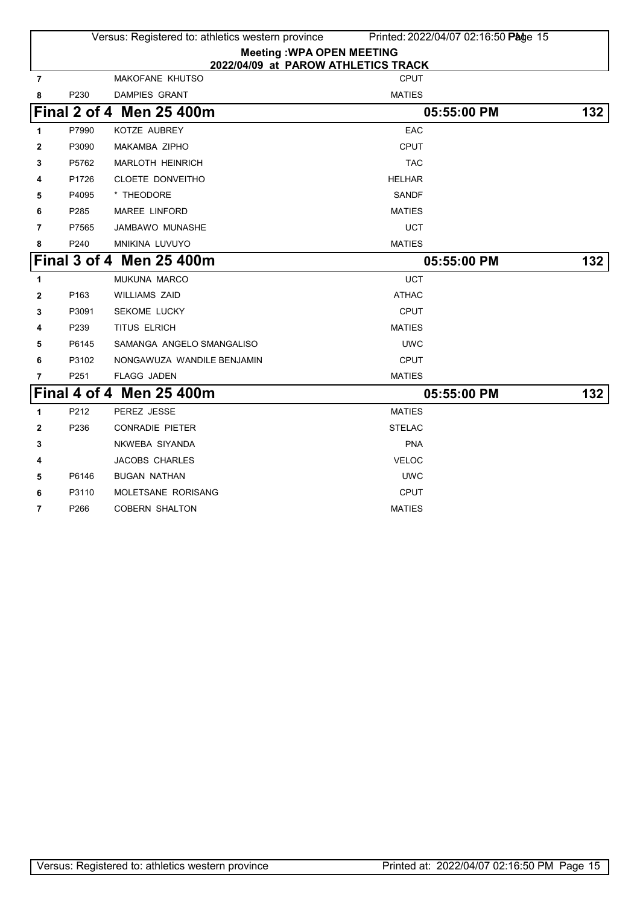**Meeting :WPA OPEN MEETING**
**2022/04/09 at PAROW ATHLETICS TRACK**

| | | | |
|---|---|---|---|
| 7 | | MAKOFANE KHUTSO | CPUT |
| 8 | P230 | DAMPIES GRANT | MATIES |

## Final 2 of 4 Men 25 400m — 05:55:00 PM — 132

| | | | |
|---|---|---|---|
| 1 | P7990 | KOTZE AUBREY | EAC |
| 2 | P3090 | MAKAMBA ZIPHO | CPUT |
| 3 | P5762 | MARLOTH HEINRICH | TAC |
| 4 | P1726 | CLOETE DONVEITHO | HELHAR |
| 5 | P4095 | * THEODORE | SANDF |
| 6 | P285 | MAREE LINFORD | MATIES |
| 7 | P7565 | JAMBAWO MUNASHE | UCT |
| 8 | P240 | MNIKINA LUVUYO | MATIES |

## Final 3 of 4 Men 25 400m — 05:55:00 PM — 132

| | | | |
|---|---|---|---|
| 1 | | MUKUNA MARCO | UCT |
| 2 | P163 | WILLIAMS ZAID | ATHAC |
| 3 | P3091 | SEKOME LUCKY | CPUT |
| 4 | P239 | TITUS ELRICH | MATIES |
| 5 | P6145 | SAMANGA ANGELO SMANGALISO | UWC |
| 6 | P3102 | NONGAWUZA WANDILE BENJAMIN | CPUT |
| 7 | P251 | FLAGG JADEN | MATIES |

## Final 4 of 4 Men 25 400m — 05:55:00 PM — 132

| | | | |
|---|---|---|---|
| 1 | P212 | PEREZ JESSE | MATIES |
| 2 | P236 | CONRADIE PIETER | STELAC |
| 3 | | NKWEBA SIYANDA | PNA |
| 4 | | JACOBS CHARLES | VELOC |
| 5 | P6146 | BUGAN NATHAN | UWC |
| 6 | P3110 | MOLETSANE RORISANG | CPUT |
| 7 | P266 | COBERN SHALTON | MATIES |